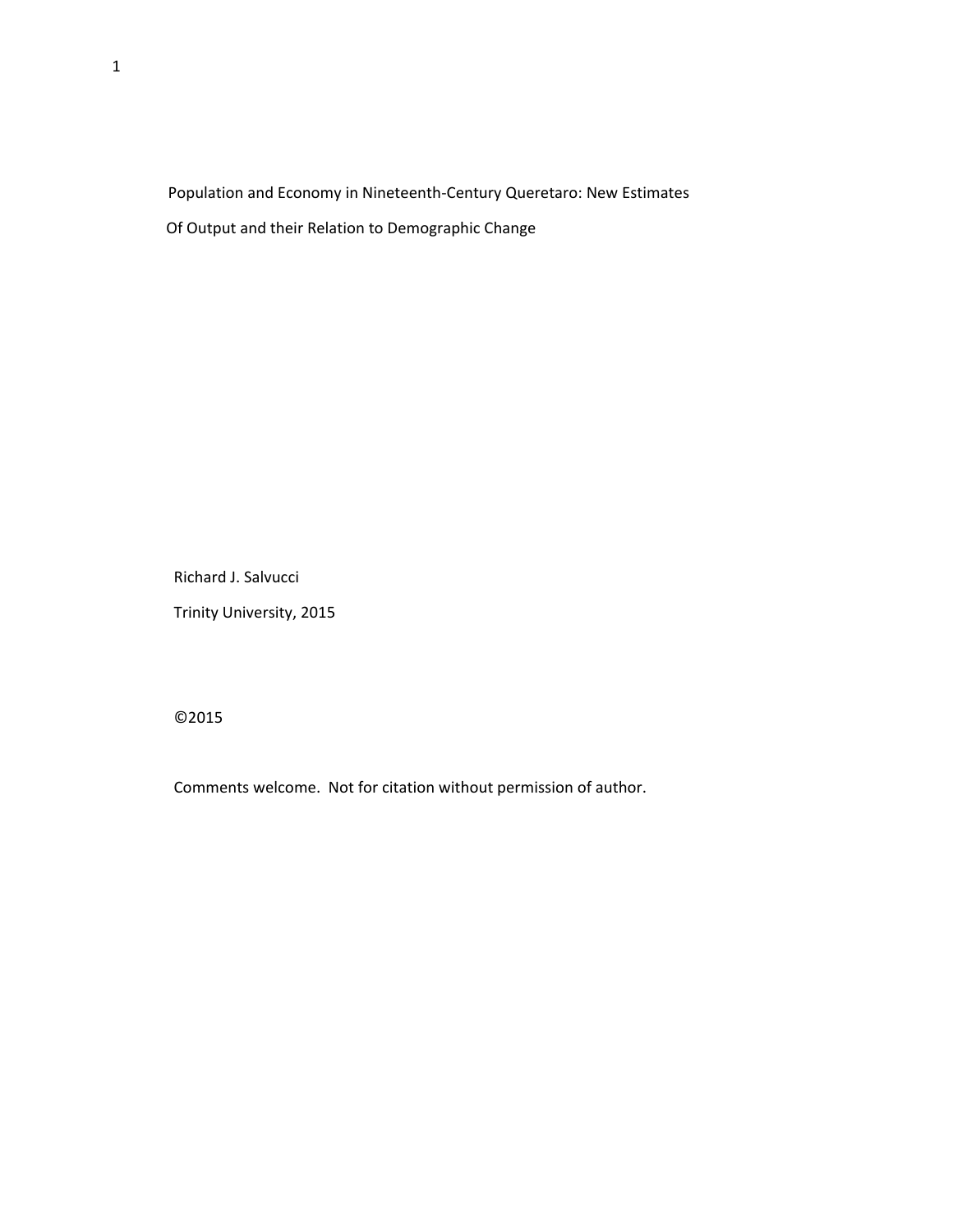# Population and Economy in Nineteenth-Century Queretaro: New Estimates Of Output and their Relation to Demographic Change

Richard J. Salvucci

Trinity University, 2015

©2015

Comments welcome. Not for citation without permission of author.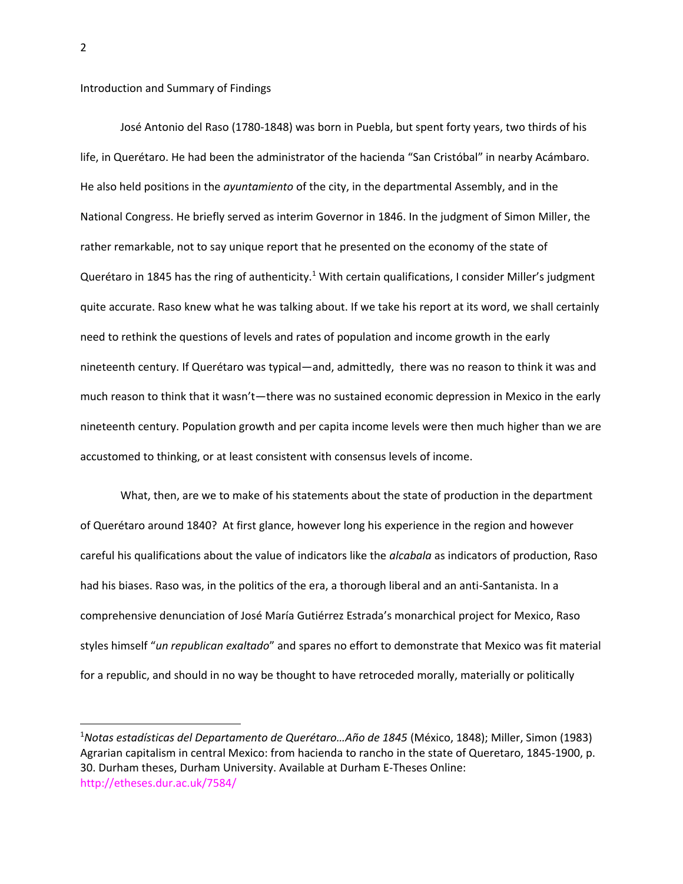Introduction and Summary of Findings

José Antonio del Raso (1780-1848) was born in Puebla, but spent forty years, two thirds of his life, in Querétaro. He had been the administrator of the hacienda "San Cristóbal" in nearby Acámbaro. He also held positions in the *ayuntamiento* of the city, in the departmental Assembly, and in the National Congress. He briefly served as interim Governor in 1846. In the judgment of Simon Miller, the rather remarkable, not to say unique report that he presented on the economy of the state of Querétaro in 1845 has the ring of authenticity.[1] With certain qualifications, I consider Miller's judgment quite accurate. Raso knew what he was talking about. If we take his report at its word, we shall certainly need to rethink the questions of levels and rates of population and income growth in the early nineteenth century. If Querétaro was typical—and, admittedly, there was no reason to think it was and much reason to think that it wasn't—there was no sustained economic depression in Mexico in the early nineteenth century. Population growth and per capita income levels were then much higher than we are accustomed to thinking, or at least consistent with consensus levels of income.

What, then, are we to make of his statements about the state of production in the department of Querétaro around 1840? At first glance, however long his experience in the region and however careful his qualifications about the value of indicators like the *alcabala* as indicators of production, Raso had his biases. Raso was, in the politics of the era, a thorough liberal and an anti-Santanista. In a comprehensive denunciation of José María Gutiérrez Estrada's monarchical project for Mexico, Raso styles himself "*un republican exaltado*" and spares no effort to demonstrate that Mexico was fit material for a republic, and should in no way be thought to have retroceded morally, materially or politically

---

[1] *Notas estadísticas del Departamento de Querétaro…Año de 1845* (México, 1848); Miller, Simon (1983) Agrarian capitalism in central Mexico: from hacienda to rancho in the state of Queretaro, 1845-1900, p. 30. Durham theses, Durham University. Available at Durham E-Theses Online: http://etheses.dur.ac.uk/7584/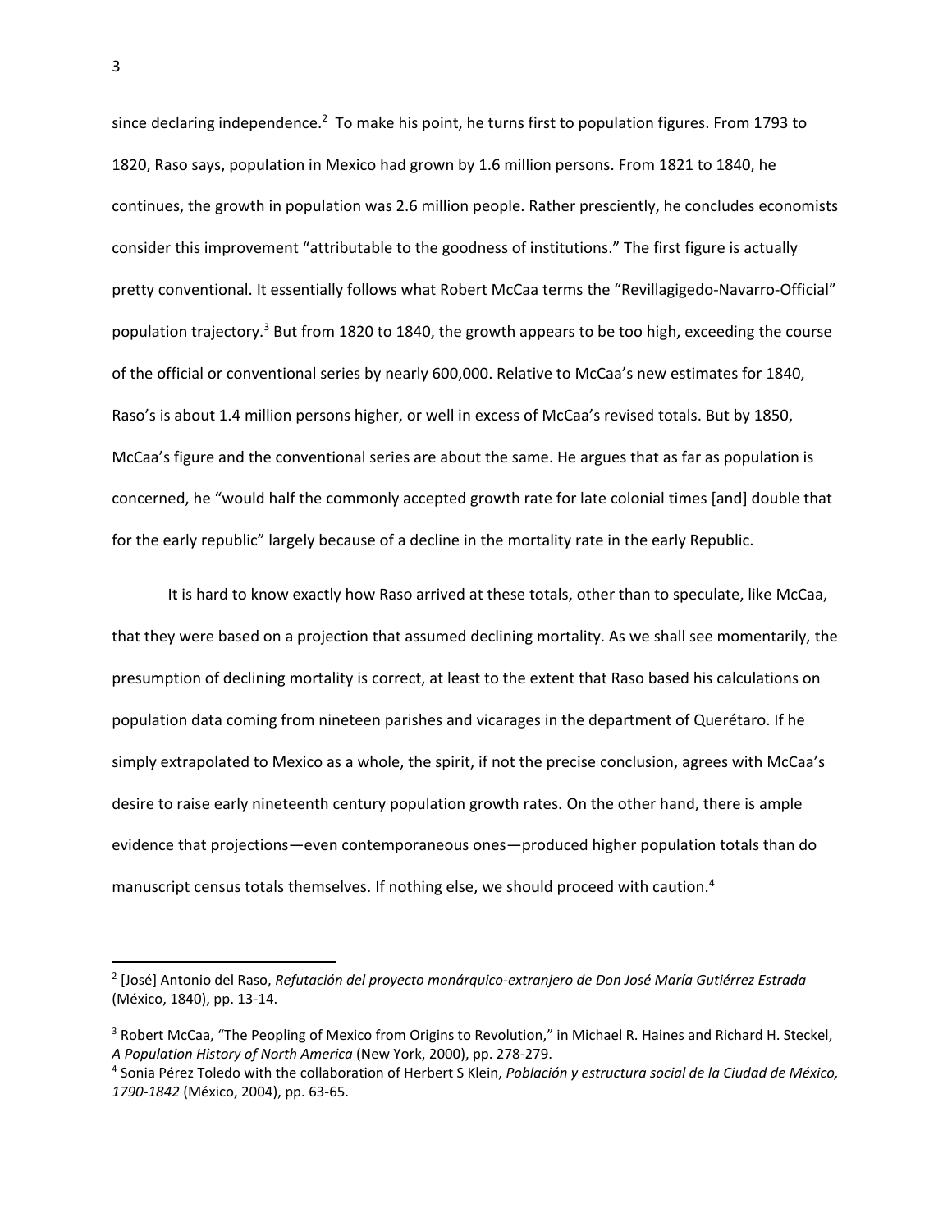since declaring independence.[2] To make his point, he turns first to population figures. From 1793 to 1820, Raso says, population in Mexico had grown by 1.6 million persons. From 1821 to 1840, he continues, the growth in population was 2.6 million people. Rather presciently, he concludes economists consider this improvement "attributable to the goodness of institutions." The first figure is actually pretty conventional. It essentially follows what Robert McCaa terms the "Revillagigedo-Navarro-Official" population trajectory.[3] But from 1820 to 1840, the growth appears to be too high, exceeding the course of the official or conventional series by nearly 600,000. Relative to McCaa's new estimates for 1840, Raso's is about 1.4 million persons higher, or well in excess of McCaa's revised totals. But by 1850, McCaa's figure and the conventional series are about the same. He argues that as far as population is concerned, he "would half the commonly accepted growth rate for late colonial times [and] double that for the early republic" largely because of a decline in the mortality rate in the early Republic.

It is hard to know exactly how Raso arrived at these totals, other than to speculate, like McCaa, that they were based on a projection that assumed declining mortality. As we shall see momentarily, the presumption of declining mortality is correct, at least to the extent that Raso based his calculations on population data coming from nineteen parishes and vicarages in the department of Querétaro. If he simply extrapolated to Mexico as a whole, the spirit, if not the precise conclusion, agrees with McCaa's desire to raise early nineteenth century population growth rates. On the other hand, there is ample evidence that projections—even contemporaneous ones—produced higher population totals than do manuscript census totals themselves. If nothing else, we should proceed with caution.[4]

---

[2] [José] Antonio del Raso, *Refutación del proyecto monárquico-extranjero de Don José María Gutiérrez Estrada* (México, 1840), pp. 13-14.

[3] Robert McCaa, "The Peopling of Mexico from Origins to Revolution," in Michael R. Haines and Richard H. Steckel, *A Population History of North America* (New York, 2000), pp. 278-279.

[4] Sonia Pérez Toledo with the collaboration of Herbert S Klein, *Población y estructura social de la Ciudad de México, 1790-1842* (México, 2004), pp. 63-65.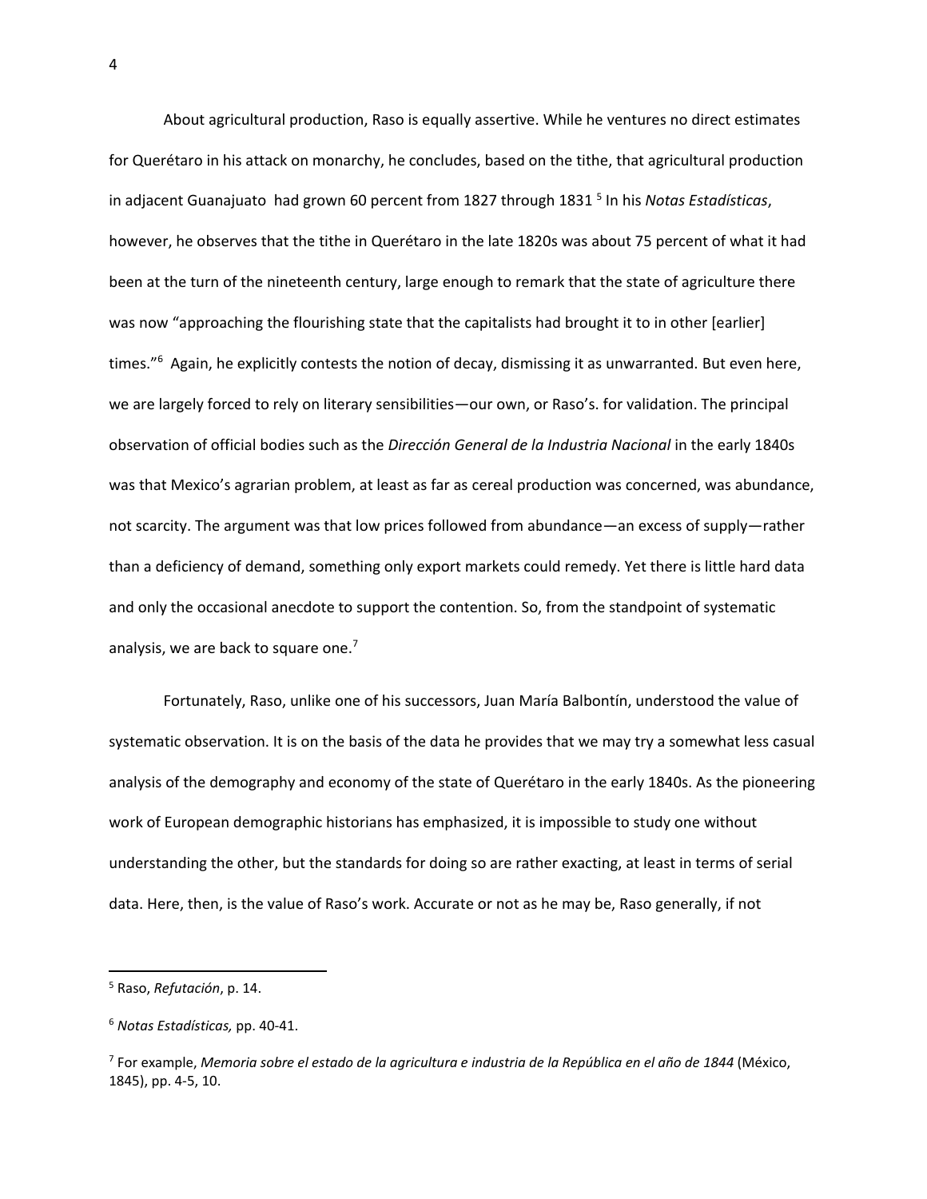About agricultural production, Raso is equally assertive. While he ventures no direct estimates for Querétaro in his attack on monarchy, he concludes, based on the tithe, that agricultural production in adjacent Guanajuato had grown 60 percent from 1827 through 1831 [5] In his *Notas Estadísticas*, however, he observes that the tithe in Querétaro in the late 1820s was about 75 percent of what it had been at the turn of the nineteenth century, large enough to remark that the state of agriculture there was now "approaching the flourishing state that the capitalists had brought it to in other [earlier] times."[6] Again, he explicitly contests the notion of decay, dismissing it as unwarranted. But even here, we are largely forced to rely on literary sensibilities—our own, or Raso's. for validation. The principal observation of official bodies such as the *Dirección General de la Industria Nacional* in the early 1840s was that Mexico's agrarian problem, at least as far as cereal production was concerned, was abundance, not scarcity. The argument was that low prices followed from abundance—an excess of supply—rather than a deficiency of demand, something only export markets could remedy. Yet there is little hard data and only the occasional anecdote to support the contention. So, from the standpoint of systematic analysis, we are back to square one.[7]

Fortunately, Raso, unlike one of his successors, Juan María Balbontín, understood the value of systematic observation. It is on the basis of the data he provides that we may try a somewhat less casual analysis of the demography and economy of the state of Querétaro in the early 1840s. As the pioneering work of European demographic historians has emphasized, it is impossible to study one without understanding the other, but the standards for doing so are rather exacting, at least in terms of serial data. Here, then, is the value of Raso's work. Accurate or not as he may be, Raso generally, if not

---

[5] Raso, *Refutación*, p. 14.

[6] *Notas Estadísticas,* pp. 40-41.

[7] For example, *Memoria sobre el estado de la agricultura e industria de la República en el año de 1844* (México, 1845), pp. 4-5, 10.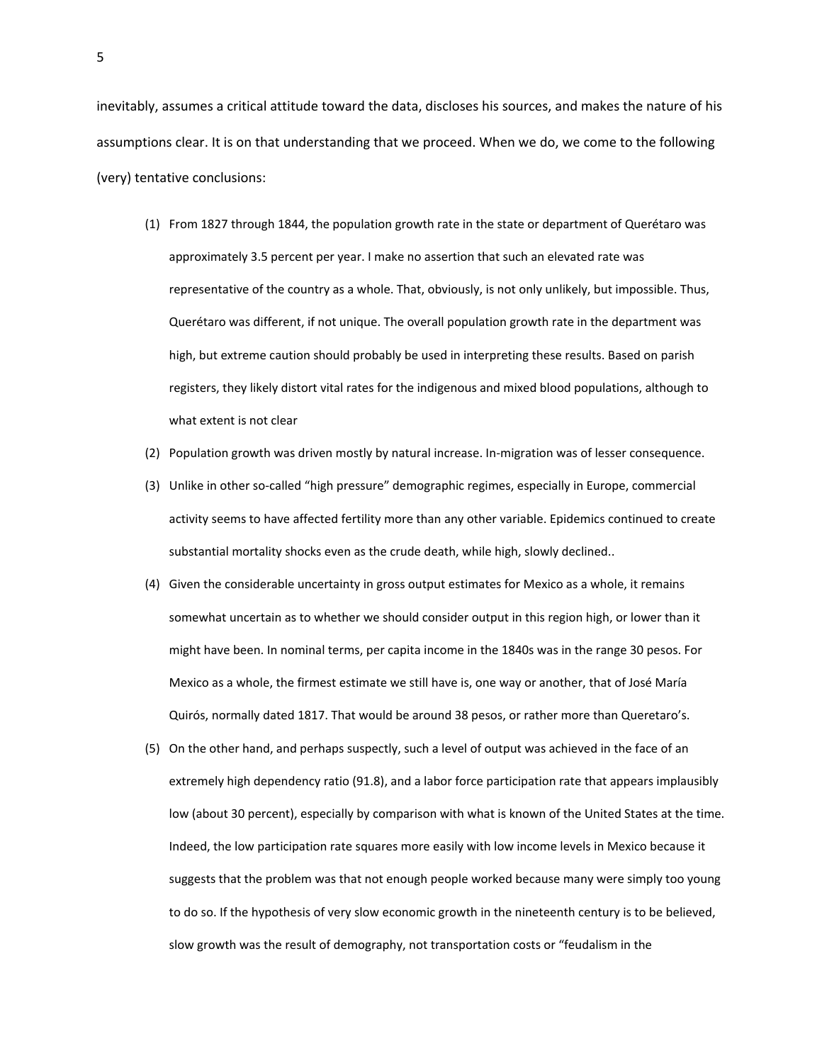inevitably, assumes a critical attitude toward the data, discloses his sources, and makes the nature of his assumptions clear. It is on that understanding that we proceed. When we do, we come to the following (very) tentative conclusions:

(1) From 1827 through 1844, the population growth rate in the state or department of Querétaro was approximately 3.5 percent per year. I make no assertion that such an elevated rate was representative of the country as a whole. That, obviously, is not only unlikely, but impossible. Thus, Querétaro was different, if not unique. The overall population growth rate in the department was high, but extreme caution should probably be used in interpreting these results. Based on parish registers, they likely distort vital rates for the indigenous and mixed blood populations, although to what extent is not clear

(2) Population growth was driven mostly by natural increase. In-migration was of lesser consequence.

(3) Unlike in other so-called "high pressure" demographic regimes, especially in Europe, commercial activity seems to have affected fertility more than any other variable. Epidemics continued to create substantial mortality shocks even as the crude death, while high, slowly declined..

(4) Given the considerable uncertainty in gross output estimates for Mexico as a whole, it remains somewhat uncertain as to whether we should consider output in this region high, or lower than it might have been. In nominal terms, per capita income in the 1840s was in the range 30 pesos. For Mexico as a whole, the firmest estimate we still have is, one way or another, that of José María Quirós, normally dated 1817. That would be around 38 pesos, or rather more than Queretaro's.

(5) On the other hand, and perhaps suspectly, such a level of output was achieved in the face of an extremely high dependency ratio (91.8), and a labor force participation rate that appears implausibly low (about 30 percent), especially by comparison with what is known of the United States at the time. Indeed, the low participation rate squares more easily with low income levels in Mexico because it suggests that the problem was that not enough people worked because many were simply too young to do so. If the hypothesis of very slow economic growth in the nineteenth century is to be believed, slow growth was the result of demography, not transportation costs or "feudalism in the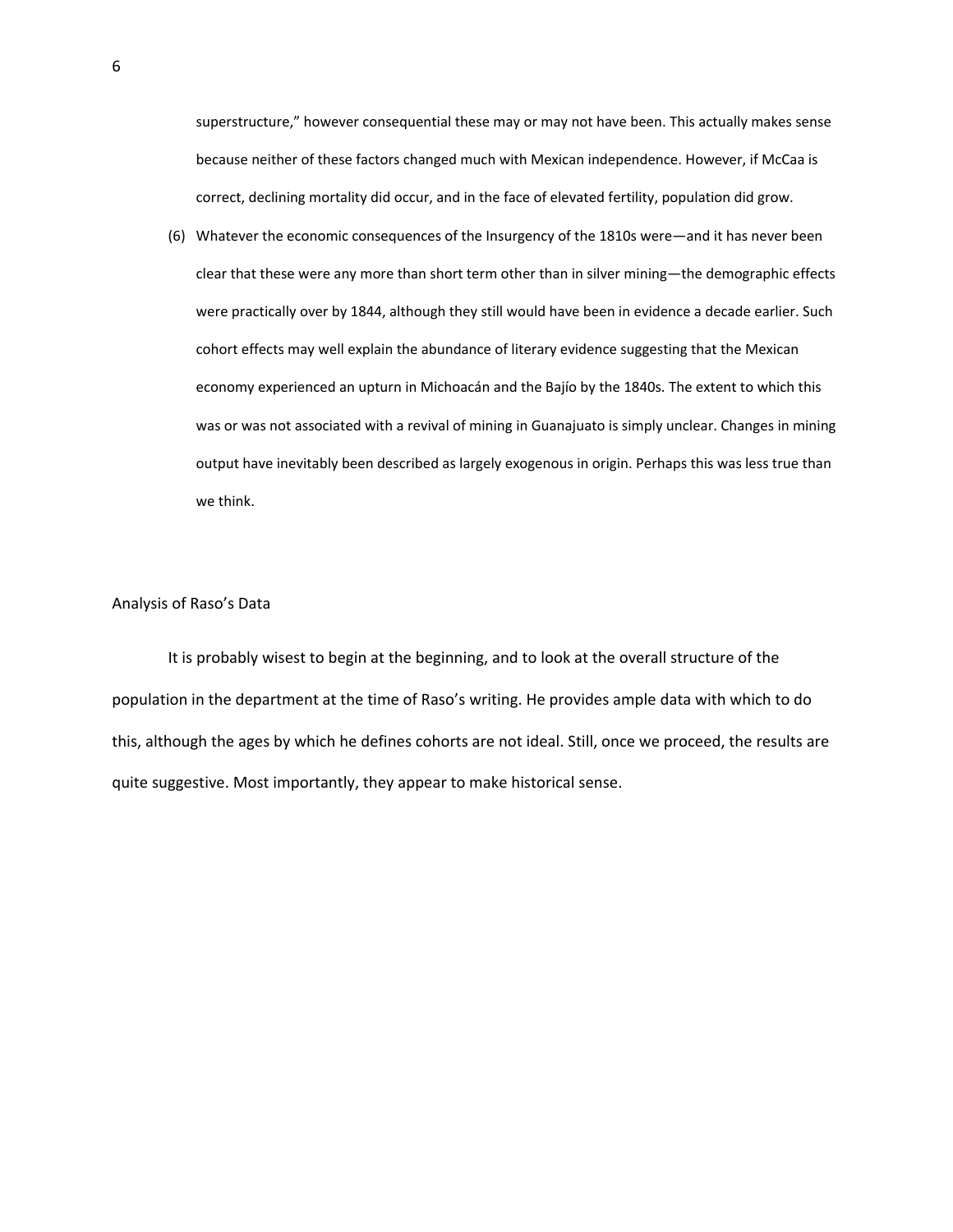superstructure," however consequential these may or may not have been. This actually makes sense because neither of these factors changed much with Mexican independence. However, if McCaa is correct, declining mortality did occur, and in the face of elevated fertility, population did grow.

(6) Whatever the economic consequences of the Insurgency of the 1810s were—and it has never been clear that these were any more than short term other than in silver mining—the demographic effects were practically over by 1844, although they still would have been in evidence a decade earlier. Such cohort effects may well explain the abundance of literary evidence suggesting that the Mexican economy experienced an upturn in Michoacán and the Bajío by the 1840s. The extent to which this was or was not associated with a revival of mining in Guanajuato is simply unclear. Changes in mining output have inevitably been described as largely exogenous in origin. Perhaps this was less true than we think.

## Analysis of Raso's Data

It is probably wisest to begin at the beginning, and to look at the overall structure of the population in the department at the time of Raso's writing. He provides ample data with which to do this, although the ages by which he defines cohorts are not ideal. Still, once we proceed, the results are quite suggestive. Most importantly, they appear to make historical sense.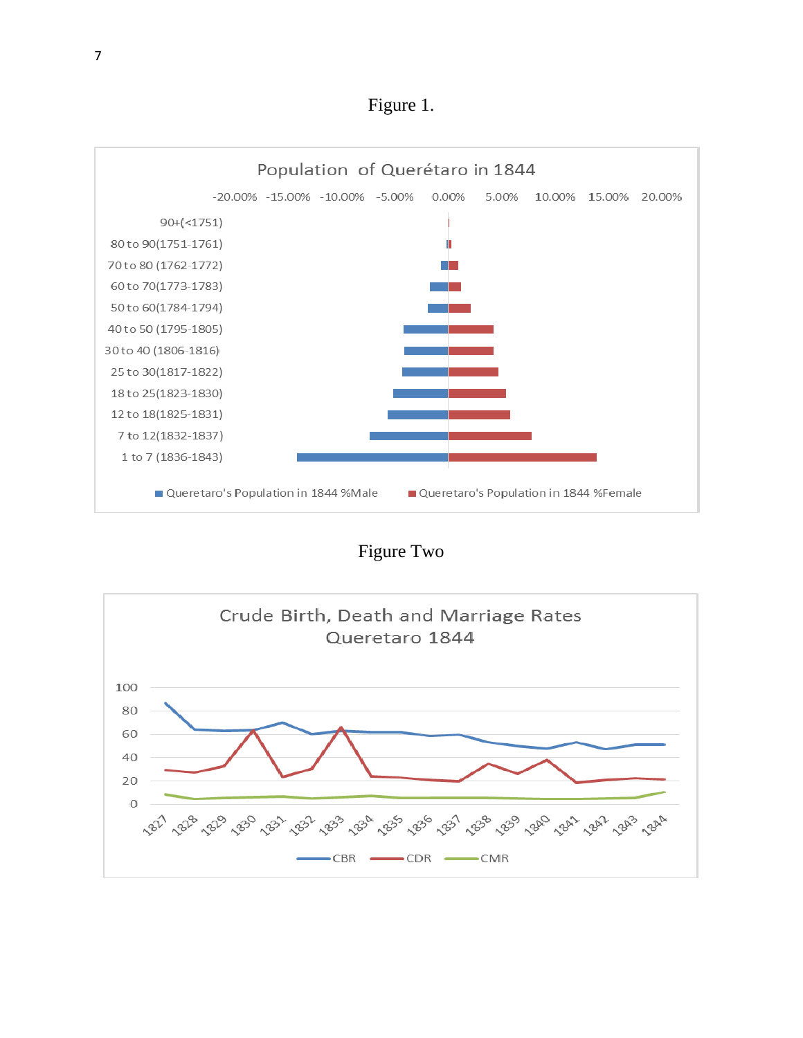Figure 1.

**Population of Querétaro in 1844**

| Age group | Queretaro's Population in 1844 %Male | Queretaro's Population in 1844 %Female |
|---|---|---|
| 90+(<1751) | | |
| 80 to 90(1751-1761) | | |
| 70 to 80 (1762-1772) | | |
| 60 to 70(1773-1783) | | |
| 50 to 60(1784-1794) | | |
| 40 to 50 (1795-1805) | | |
| 30 to 40 (1806-1816) | | |
| 25 to 30(1817-1822) | | |
| 18 to 25(1823-1830) | | |
| 12 to 18(1825-1831) | | |
| 7 to 12(1832-1837) | | |
| 1 to 7 (1836-1843) | | |

Figure Two

**Crude Birth, Death and Marriage Rates Queretaro 1844**

CBR, CDR, CMR (1827–1844)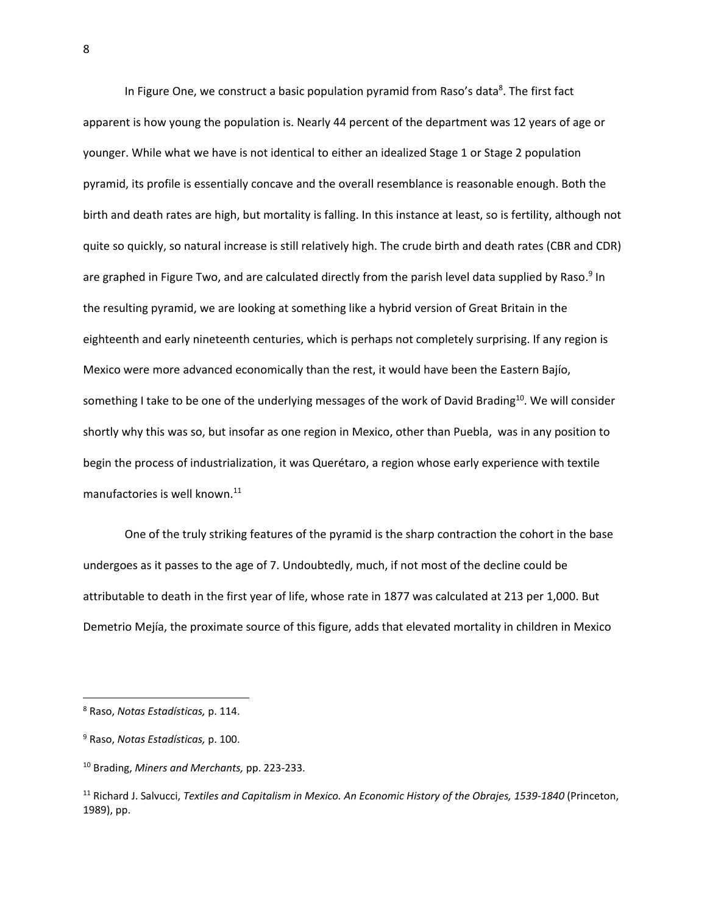In Figure One, we construct a basic population pyramid from Raso's data[8]. The first fact apparent is how young the population is. Nearly 44 percent of the department was 12 years of age or younger. While what we have is not identical to either an idealized Stage 1 or Stage 2 population pyramid, its profile is essentially concave and the overall resemblance is reasonable enough. Both the birth and death rates are high, but mortality is falling. In this instance at least, so is fertility, although not quite so quickly, so natural increase is still relatively high. The crude birth and death rates (CBR and CDR) are graphed in Figure Two, and are calculated directly from the parish level data supplied by Raso.[9] In the resulting pyramid, we are looking at something like a hybrid version of Great Britain in the eighteenth and early nineteenth centuries, which is perhaps not completely surprising. If any region is Mexico were more advanced economically than the rest, it would have been the Eastern Bajío, something I take to be one of the underlying messages of the work of David Brading[10]. We will consider shortly why this was so, but insofar as one region in Mexico, other than Puebla, was in any position to begin the process of industrialization, it was Querétaro, a region whose early experience with textile manufactories is well known.[11]

One of the truly striking features of the pyramid is the sharp contraction the cohort in the base undergoes as it passes to the age of 7. Undoubtedly, much, if not most of the decline could be attributable to death in the first year of life, whose rate in 1877 was calculated at 213 per 1,000. But Demetrio Mejía, the proximate source of this figure, adds that elevated mortality in children in Mexico

---

[8] Raso, *Notas Estadísticas,* p. 114.

[9] Raso, *Notas Estadísticas,* p. 100.

[10] Brading, *Miners and Merchants,* pp. 223-233.

[11] Richard J. Salvucci, *Textiles and Capitalism in Mexico. An Economic History of the Obrajes, 1539-1840* (Princeton, 1989), pp.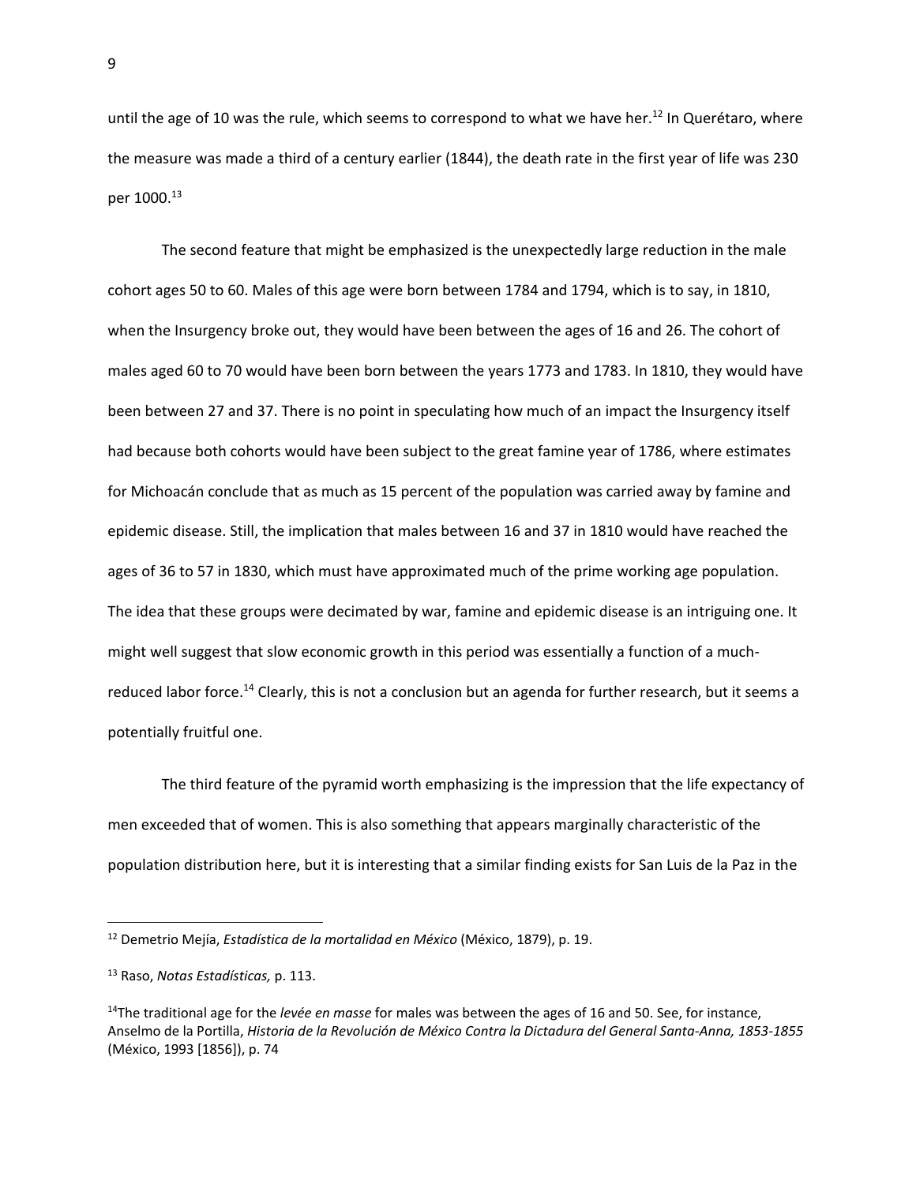until the age of 10 was the rule, which seems to correspond to what we have her.[12] In Querétaro, where the measure was made a third of a century earlier (1844), the death rate in the first year of life was 230 per 1000.[13]

The second feature that might be emphasized is the unexpectedly large reduction in the male cohort ages 50 to 60. Males of this age were born between 1784 and 1794, which is to say, in 1810, when the Insurgency broke out, they would have been between the ages of 16 and 26. The cohort of males aged 60 to 70 would have been born between the years 1773 and 1783. In 1810, they would have been between 27 and 37. There is no point in speculating how much of an impact the Insurgency itself had because both cohorts would have been subject to the great famine year of 1786, where estimates for Michoacán conclude that as much as 15 percent of the population was carried away by famine and epidemic disease. Still, the implication that males between 16 and 37 in 1810 would have reached the ages of 36 to 57 in 1830, which must have approximated much of the prime working age population. The idea that these groups were decimated by war, famine and epidemic disease is an intriguing one. It might well suggest that slow economic growth in this period was essentially a function of a much-reduced labor force.[14] Clearly, this is not a conclusion but an agenda for further research, but it seems a potentially fruitful one.

The third feature of the pyramid worth emphasizing is the impression that the life expectancy of men exceeded that of women. This is also something that appears marginally characteristic of the population distribution here, but it is interesting that a similar finding exists for San Luis de la Paz in the

---

[12] Demetrio Mejía, *Estadística de la mortalidad en México* (México, 1879), p. 19.

[13] Raso, *Notas Estadísticas,* p. 113.

[14] The traditional age for the *levée en masse* for males was between the ages of 16 and 50. See, for instance, Anselmo de la Portilla, *Historia de la Revolución de México Contra la Dictadura del General Santa-Anna, 1853-1855* (México, 1993 [1856]), p. 74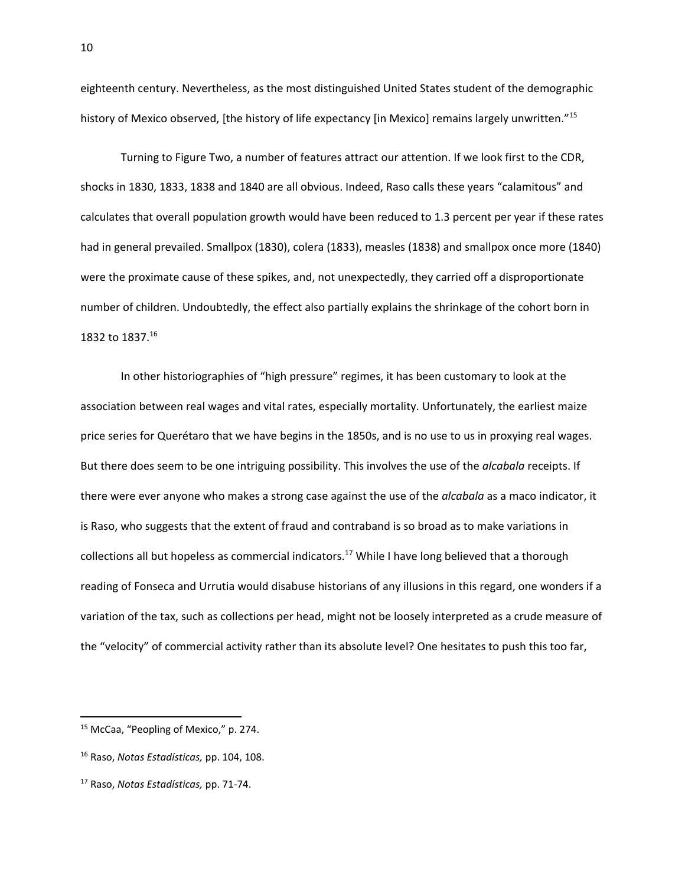eighteenth century. Nevertheless, as the most distinguished United States student of the demographic history of Mexico observed, [the history of life expectancy [in Mexico] remains largely unwritten."[15]

Turning to Figure Two, a number of features attract our attention. If we look first to the CDR, shocks in 1830, 1833, 1838 and 1840 are all obvious. Indeed, Raso calls these years "calamitous" and calculates that overall population growth would have been reduced to 1.3 percent per year if these rates had in general prevailed. Smallpox (1830), colera (1833), measles (1838) and smallpox once more (1840) were the proximate cause of these spikes, and, not unexpectedly, they carried off a disproportionate number of children. Undoubtedly, the effect also partially explains the shrinkage of the cohort born in 1832 to 1837.[16]

In other historiographies of "high pressure" regimes, it has been customary to look at the association between real wages and vital rates, especially mortality. Unfortunately, the earliest maize price series for Querétaro that we have begins in the 1850s, and is no use to us in proxying real wages. But there does seem to be one intriguing possibility. This involves the use of the *alcabala* receipts. If there were ever anyone who makes a strong case against the use of the *alcabala* as a maco indicator, it is Raso, who suggests that the extent of fraud and contraband is so broad as to make variations in collections all but hopeless as commercial indicators.[17] While I have long believed that a thorough reading of Fonseca and Urrutia would disabuse historians of any illusions in this regard, one wonders if a variation of the tax, such as collections per head, might not be loosely interpreted as a crude measure of the "velocity" of commercial activity rather than its absolute level? One hesitates to push this too far,

---

[15] McCaa, "Peopling of Mexico," p. 274.

[16] Raso, *Notas Estadísticas,* pp. 104, 108.

[17] Raso, *Notas Estadísticas,* pp. 71-74.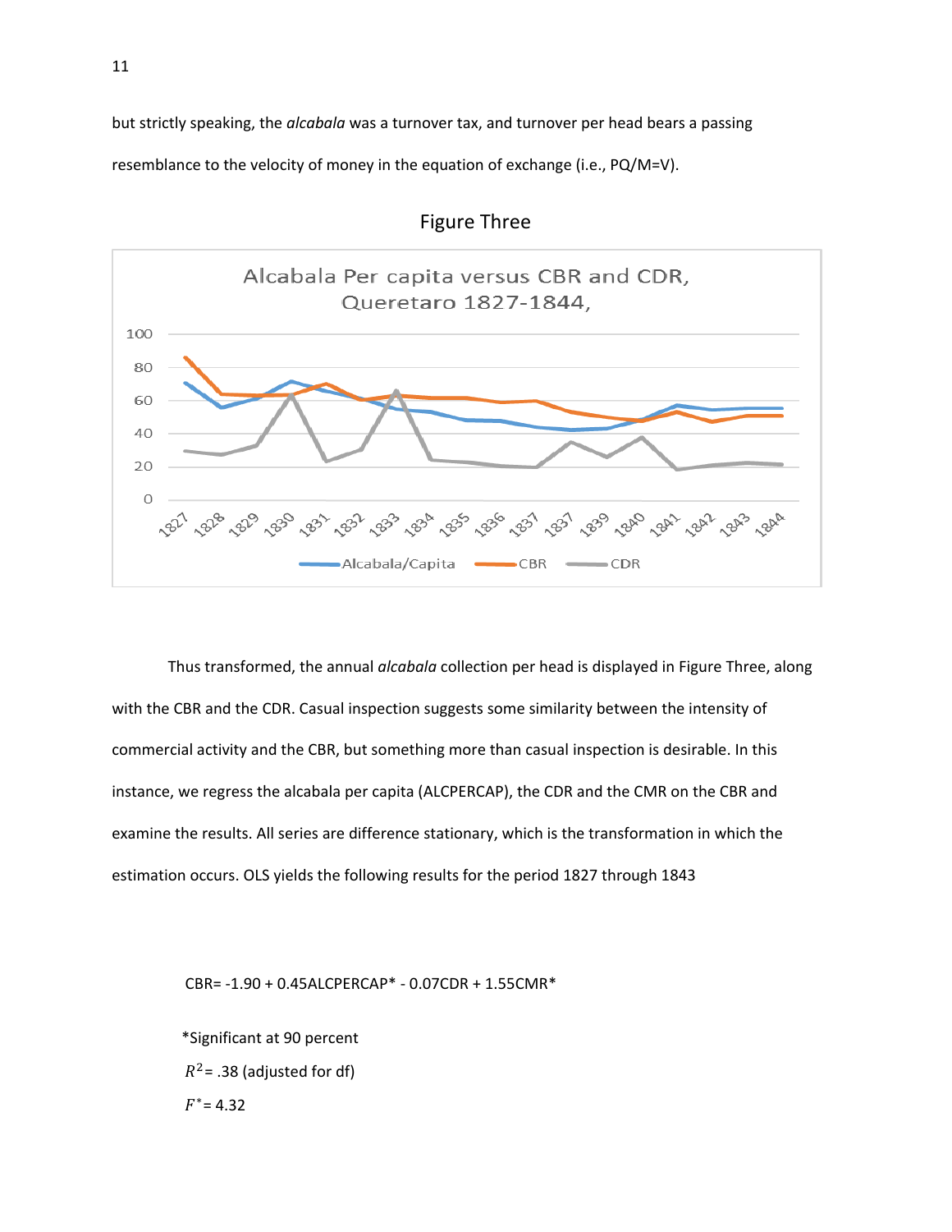but strictly speaking, the *alcabala* was a turnover tax, and turnover per head bears a passing resemblance to the velocity of money in the equation of exchange (i.e., PQ/M=V).

Figure Three

Alcabala Per capita versus CBR and CDR, Queretaro 1827-1844,

Thus transformed, the annual *alcabala* collection per head is displayed in Figure Three, along with the CBR and the CDR. Casual inspection suggests some similarity between the intensity of commercial activity and the CBR, but something more than casual inspection is desirable. In this instance, we regress the alcabala per capita (ALCPERCAP), the CDR and the CMR on the CBR and examine the results. All series are difference stationary, which is the transformation in which the estimation occurs. OLS yields the following results for the period 1827 through 1843

$$CBR = -1.90 + 0.45ALCPERCAP^{*} - 0.07CDR + 1.55CMR^{*}$$

*Significant at 90 percent

$R^2$ = .38 (adjusted for df)

$F^*$ = 4.32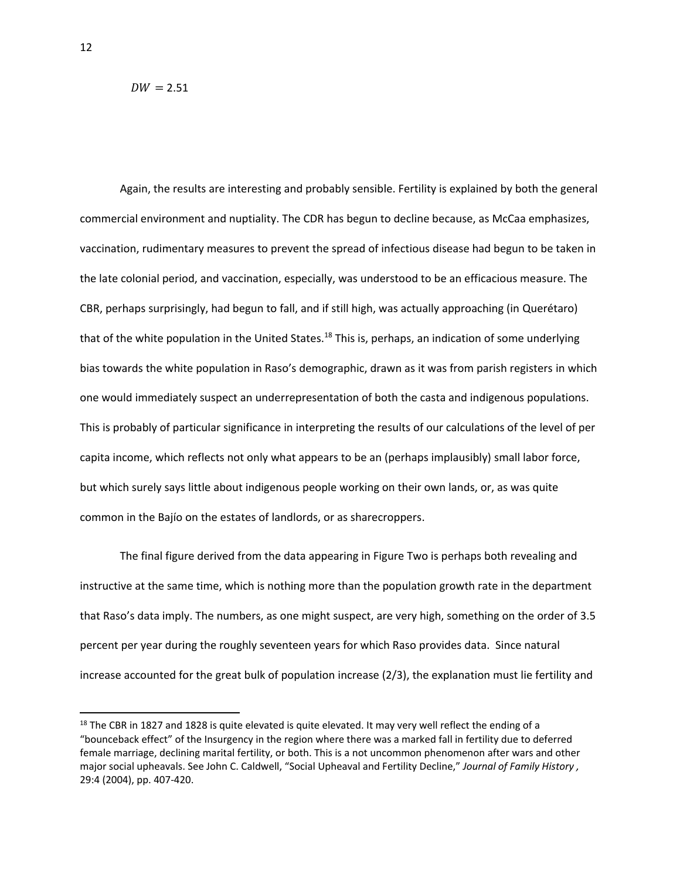$DW = 2.51$

Again, the results are interesting and probably sensible. Fertility is explained by both the general commercial environment and nuptiality. The CDR has begun to decline because, as McCaa emphasizes, vaccination, rudimentary measures to prevent the spread of infectious disease had begun to be taken in the late colonial period, and vaccination, especially, was understood to be an efficacious measure. The CBR, perhaps surprisingly, had begun to fall, and if still high, was actually approaching (in Querétaro) that of the white population in the United States.[18] This is, perhaps, an indication of some underlying bias towards the white population in Raso's demographic, drawn as it was from parish registers in which one would immediately suspect an underrepresentation of both the casta and indigenous populations. This is probably of particular significance in interpreting the results of our calculations of the level of per capita income, which reflects not only what appears to be an (perhaps implausibly) small labor force, but which surely says little about indigenous people working on their own lands, or, as was quite common in the Bajío on the estates of landlords, or as sharecroppers.

The final figure derived from the data appearing in Figure Two is perhaps both revealing and instructive at the same time, which is nothing more than the population growth rate in the department that Raso's data imply. The numbers, as one might suspect, are very high, something on the order of 3.5 percent per year during the roughly seventeen years for which Raso provides data. Since natural increase accounted for the great bulk of population increase (2/3), the explanation must lie fertility and

[18] The CBR in 1827 and 1828 is quite elevated is quite elevated. It may very well reflect the ending of a "bounceback effect" of the Insurgency in the region where there was a marked fall in fertility due to deferred female marriage, declining marital fertility, or both. This is a not uncommon phenomenon after wars and other major social upheavals. See John C. Caldwell, "Social Upheaval and Fertility Decline," *Journal of Family History*, 29:4 (2004), pp. 407-420.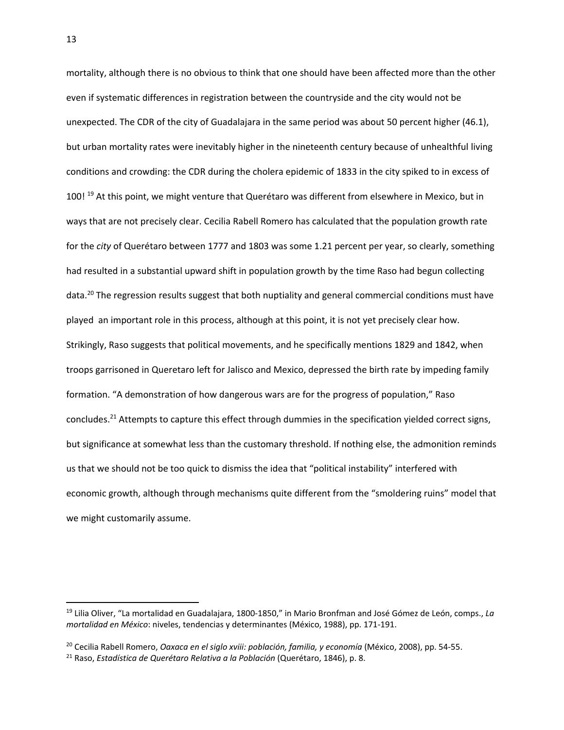mortality, although there is no obvious to think that one should have been affected more than the other even if systematic differences in registration between the countryside and the city would not be unexpected. The CDR of the city of Guadalajara in the same period was about 50 percent higher (46.1), but urban mortality rates were inevitably higher in the nineteenth century because of unhealthful living conditions and crowding: the CDR during the cholera epidemic of 1833 in the city spiked to in excess of 100! [19] At this point, we might venture that Querétaro was different from elsewhere in Mexico, but in ways that are not precisely clear. Cecilia Rabell Romero has calculated that the population growth rate for the *city* of Querétaro between 1777 and 1803 was some 1.21 percent per year, so clearly, something had resulted in a substantial upward shift in population growth by the time Raso had begun collecting data.[20] The regression results suggest that both nuptiality and general commercial conditions must have played an important role in this process, although at this point, it is not yet precisely clear how. Strikingly, Raso suggests that political movements, and he specifically mentions 1829 and 1842, when troops garrisoned in Queretaro left for Jalisco and Mexico, depressed the birth rate by impeding family formation. "A demonstration of how dangerous wars are for the progress of population," Raso concludes.[21] Attempts to capture this effect through dummies in the specification yielded correct signs, but significance at somewhat less than the customary threshold. If nothing else, the admonition reminds us that we should not be too quick to dismiss the idea that "political instability" interfered with economic growth, although through mechanisms quite different from the "smoldering ruins" model that we might customarily assume.

---

[19] Lilia Oliver, "La mortalidad en Guadalajara, 1800-1850," in Mario Bronfman and José Gómez de León, comps., *La mortalidad en México*: niveles, tendencias y determinantes (México, 1988), pp. 171-191.

[20] Cecilia Rabell Romero, *Oaxaca en el siglo xviii: población, familia, y economía* (México, 2008), pp. 54-55.

[21] Raso, *Estadística de Querétaro Relativa a la Población* (Querétaro, 1846), p. 8.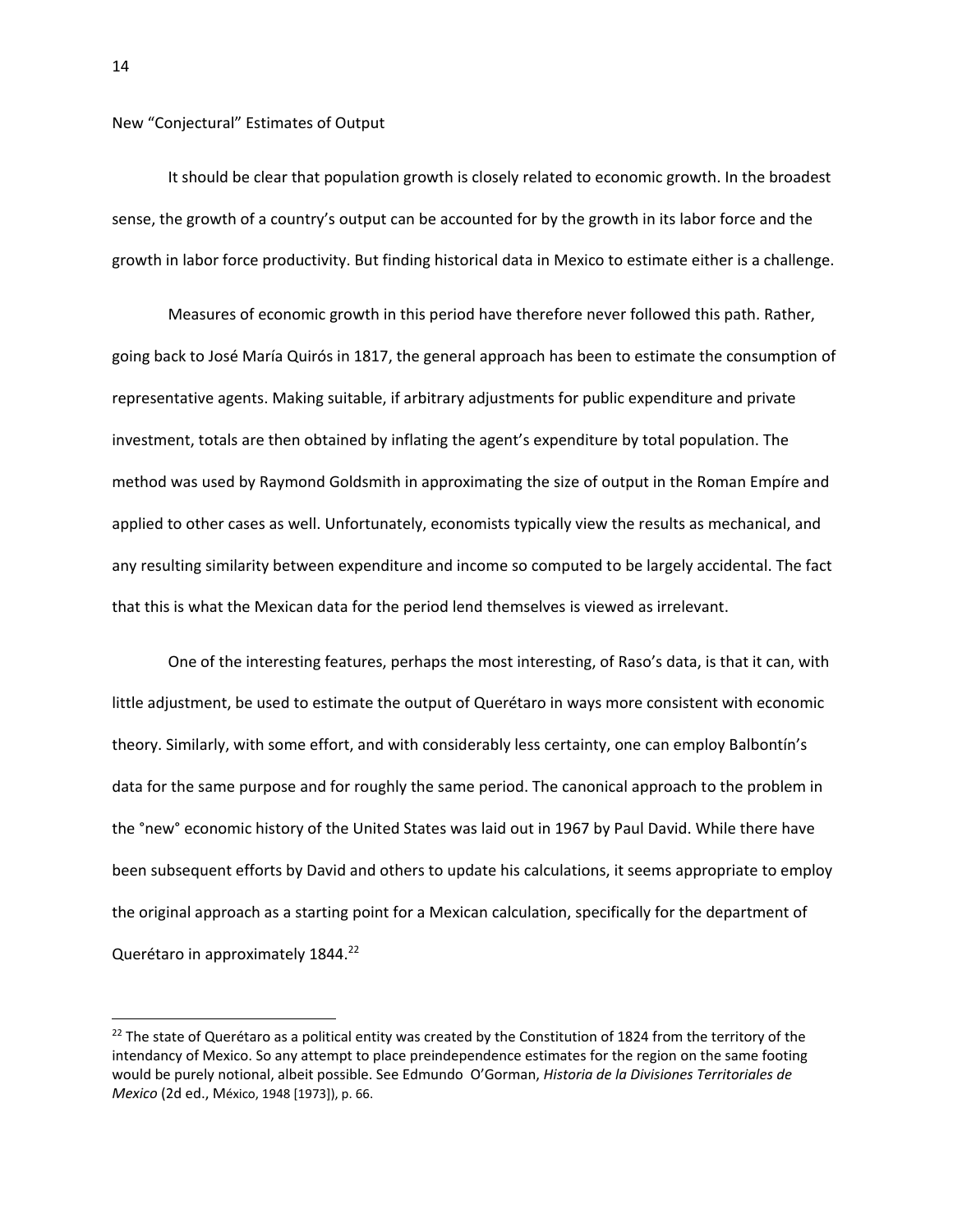## New "Conjectural" Estimates of Output

It should be clear that population growth is closely related to economic growth. In the broadest sense, the growth of a country's output can be accounted for by the growth in its labor force and the growth in labor force productivity. But finding historical data in Mexico to estimate either is a challenge.

Measures of economic growth in this period have therefore never followed this path. Rather, going back to José María Quirós in 1817, the general approach has been to estimate the consumption of representative agents. Making suitable, if arbitrary adjustments for public expenditure and private investment, totals are then obtained by inflating the agent's expenditure by total population. The method was used by Raymond Goldsmith in approximating the size of output in the Roman Empíre and applied to other cases as well. Unfortunately, economists typically view the results as mechanical, and any resulting similarity between expenditure and income so computed to be largely accidental. The fact that this is what the Mexican data for the period lend themselves is viewed as irrelevant.

One of the interesting features, perhaps the most interesting, of Raso's data, is that it can, with little adjustment, be used to estimate the output of Querétaro in ways more consistent with economic theory. Similarly, with some effort, and with considerably less certainty, one can employ Balbontín's data for the same purpose and for roughly the same period. The canonical approach to the problem in the °new° economic history of the United States was laid out in 1967 by Paul David. While there have been subsequent efforts by David and others to update his calculations, it seems appropriate to employ the original approach as a starting point for a Mexican calculation, specifically for the department of Querétaro in approximately 1844.[22]

---

[22] The state of Querétaro as a political entity was created by the Constitution of 1824 from the territory of the intendancy of Mexico. So any attempt to place preindependence estimates for the region on the same footing would be purely notional, albeit possible. See Edmundo O'Gorman, *Historia de la Divisiones Territoriales de Mexico* (2d ed., México, 1948 [1973]), p. 66.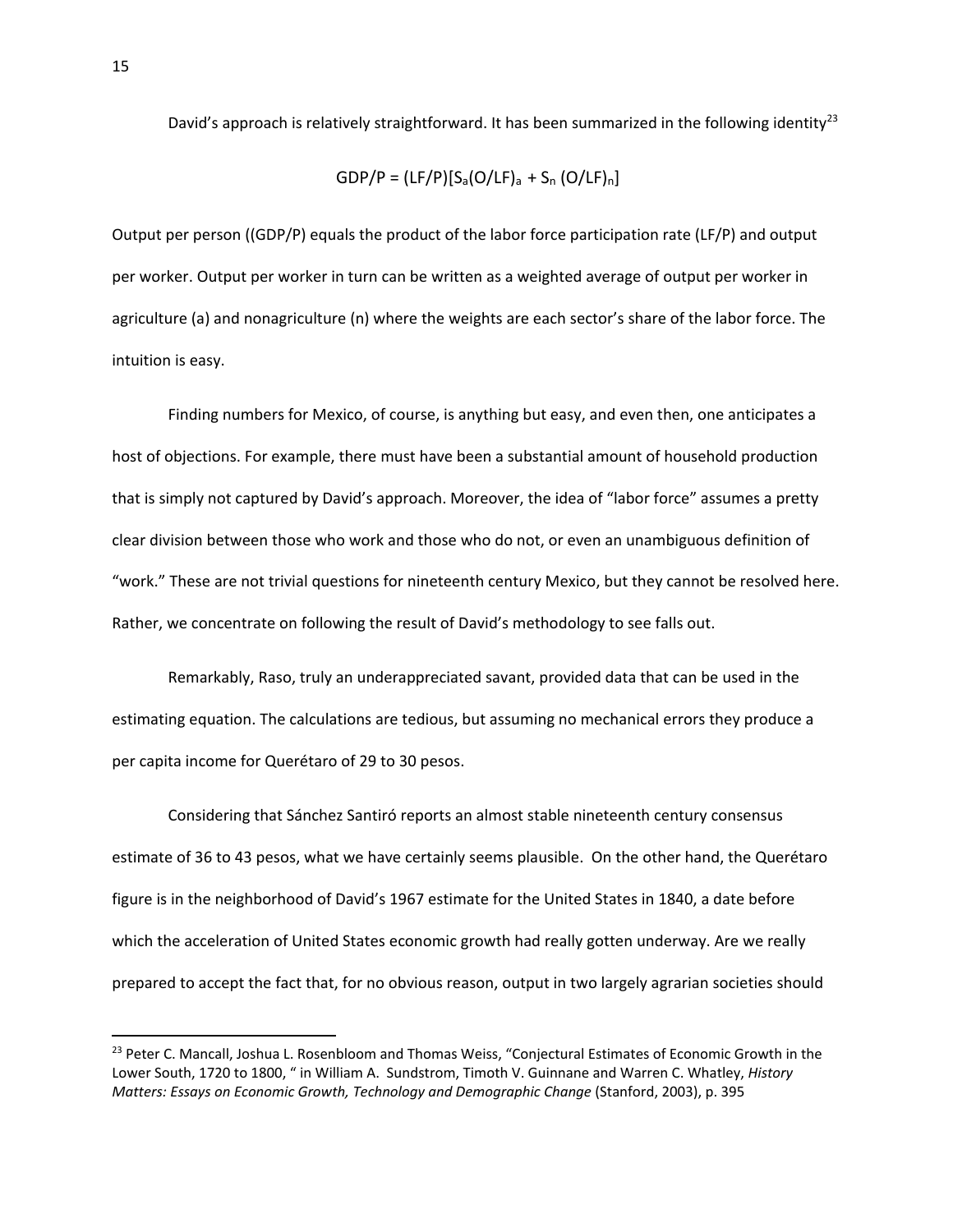David's approach is relatively straightforward. It has been summarized in the following identity[23]

$$GDP/P = (LF/P)[S_a(O/LF)_a + S_n\,(O/LF)_n]$$

Output per person ((GDP/P) equals the product of the labor force participation rate (LF/P) and output per worker. Output per worker in turn can be written as a weighted average of output per worker in agriculture (a) and nonagriculture (n) where the weights are each sector's share of the labor force. The intuition is easy.

Finding numbers for Mexico, of course, is anything but easy, and even then, one anticipates a host of objections. For example, there must have been a substantial amount of household production that is simply not captured by David's approach. Moreover, the idea of "labor force" assumes a pretty clear division between those who work and those who do not, or even an unambiguous definition of "work." These are not trivial questions for nineteenth century Mexico, but they cannot be resolved here. Rather, we concentrate on following the result of David's methodology to see falls out.

Remarkably, Raso, truly an underappreciated savant, provided data that can be used in the estimating equation. The calculations are tedious, but assuming no mechanical errors they produce a per capita income for Querétaro of 29 to 30 pesos.

Considering that Sánchez Santiró reports an almost stable nineteenth century consensus estimate of 36 to 43 pesos, what we have certainly seems plausible. On the other hand, the Querétaro figure is in the neighborhood of David's 1967 estimate for the United States in 1840, a date before which the acceleration of United States economic growth had really gotten underway. Are we really prepared to accept the fact that, for no obvious reason, output in two largely agrarian societies should

[23] Peter C. Mancall, Joshua L. Rosenbloom and Thomas Weiss, "Conjectural Estimates of Economic Growth in the Lower South, 1720 to 1800, " in William A. Sundstrom, Timoth V. Guinnane and Warren C. Whatley, *History Matters: Essays on Economic Growth, Technology and Demographic Change* (Stanford, 2003), p. 395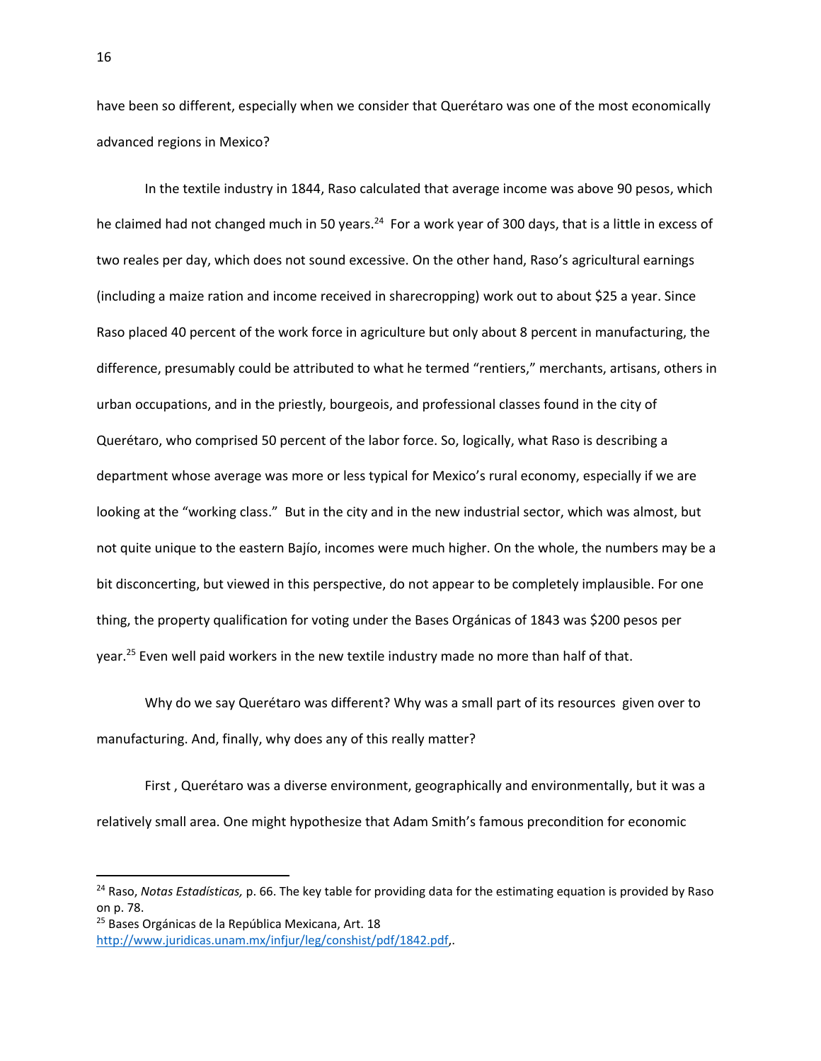have been so different, especially when we consider that Querétaro was one of the most economically advanced regions in Mexico?

In the textile industry in 1844, Raso calculated that average income was above 90 pesos, which he claimed had not changed much in 50 years.[24] For a work year of 300 days, that is a little in excess of two reales per day, which does not sound excessive. On the other hand, Raso's agricultural earnings (including a maize ration and income received in sharecropping) work out to about $25 a year. Since Raso placed 40 percent of the work force in agriculture but only about 8 percent in manufacturing, the difference, presumably could be attributed to what he termed "rentiers," merchants, artisans, others in urban occupations, and in the priestly, bourgeois, and professional classes found in the city of Querétaro, who comprised 50 percent of the labor force. So, logically, what Raso is describing a department whose average was more or less typical for Mexico's rural economy, especially if we are looking at the "working class." But in the city and in the new industrial sector, which was almost, but not quite unique to the eastern Bajío, incomes were much higher. On the whole, the numbers may be a bit disconcerting, but viewed in this perspective, do not appear to be completely implausible. For one thing, the property qualification for voting under the Bases Orgánicas of 1843 was $200 pesos per year.[25] Even well paid workers in the new textile industry made no more than half of that.

Why do we say Querétaro was different? Why was a small part of its resources given over to manufacturing. And, finally, why does any of this really matter?

First , Querétaro was a diverse environment, geographically and environmentally, but it was a relatively small area. One might hypothesize that Adam Smith's famous precondition for economic

---

[24] Raso, *Notas Estadísticas,* p. 66. The key table for providing data for the estimating equation is provided by Raso on p. 78.

[25] Bases Orgánicas de la República Mexicana, Art. 18 http://www.juridicas.unam.mx/infjur/leg/conshist/pdf/1842.pdf,.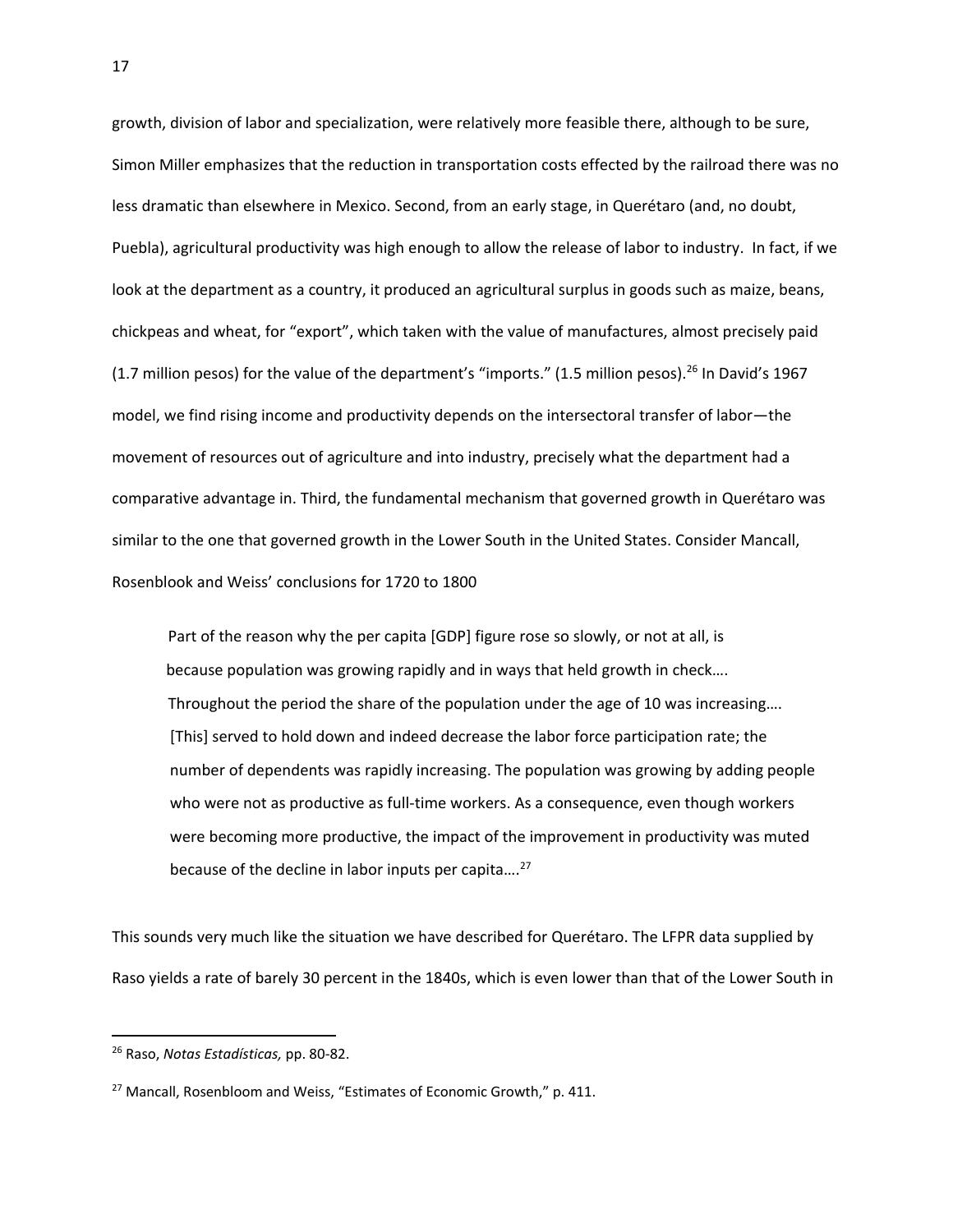growth, division of labor and specialization, were relatively more feasible there, although to be sure, Simon Miller emphasizes that the reduction in transportation costs effected by the railroad there was no less dramatic than elsewhere in Mexico. Second, from an early stage, in Querétaro (and, no doubt, Puebla), agricultural productivity was high enough to allow the release of labor to industry. In fact, if we look at the department as a country, it produced an agricultural surplus in goods such as maize, beans, chickpeas and wheat, for "export", which taken with the value of manufactures, almost precisely paid (1.7 million pesos) for the value of the department's "imports." (1.5 million pesos).[26] In David's 1967 model, we find rising income and productivity depends on the intersectoral transfer of labor—the movement of resources out of agriculture and into industry, precisely what the department had a comparative advantage in. Third, the fundamental mechanism that governed growth in Querétaro was similar to the one that governed growth in the Lower South in the United States. Consider Mancall, Rosenblook and Weiss' conclusions for 1720 to 1800

> Part of the reason why the per capita [GDP] figure rose so slowly, or not at all, is because population was growing rapidly and in ways that held growth in check…. Throughout the period the share of the population under the age of 10 was increasing…. [This] served to hold down and indeed decrease the labor force participation rate; the number of dependents was rapidly increasing. The population was growing by adding people who were not as productive as full-time workers. As a consequence, even though workers were becoming more productive, the impact of the improvement in productivity was muted because of the decline in labor inputs per capita….[27]

This sounds very much like the situation we have described for Querétaro. The LFPR data supplied by Raso yields a rate of barely 30 percent in the 1840s, which is even lower than that of the Lower South in

---

[26] Raso, *Notas Estadísticas,* pp. 80-82.

[27] Mancall, Rosenbloom and Weiss, "Estimates of Economic Growth," p. 411.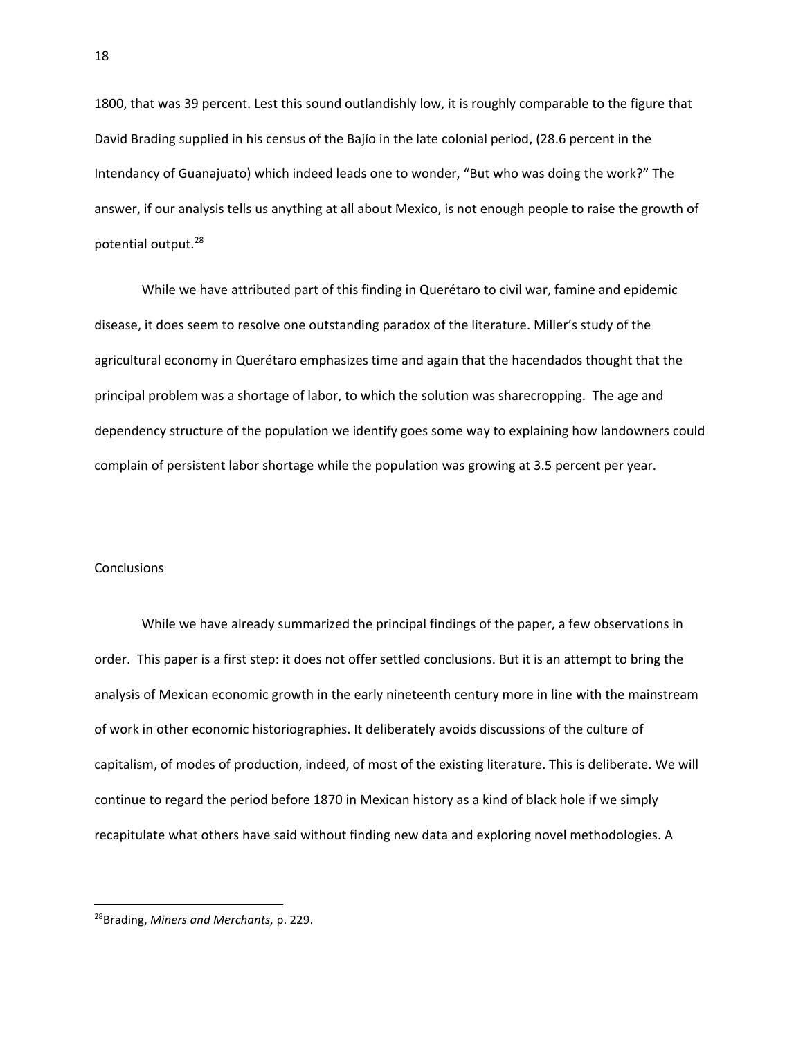1800, that was 39 percent. Lest this sound outlandishly low, it is roughly comparable to the figure that David Brading supplied in his census of the Bajío in the late colonial period, (28.6 percent in the Intendancy of Guanajuato) which indeed leads one to wonder, "But who was doing the work?" The answer, if our analysis tells us anything at all about Mexico, is not enough people to raise the growth of potential output.[28]

While we have attributed part of this finding in Querétaro to civil war, famine and epidemic disease, it does seem to resolve one outstanding paradox of the literature. Miller's study of the agricultural economy in Querétaro emphasizes time and again that the hacendados thought that the principal problem was a shortage of labor, to which the solution was sharecropping. The age and dependency structure of the population we identify goes some way to explaining how landowners could complain of persistent labor shortage while the population was growing at 3.5 percent per year.

## Conclusions

While we have already summarized the principal findings of the paper, a few observations in order. This paper is a first step: it does not offer settled conclusions. But it is an attempt to bring the analysis of Mexican economic growth in the early nineteenth century more in line with the mainstream of work in other economic historiographies. It deliberately avoids discussions of the culture of capitalism, of modes of production, indeed, of most of the existing literature. This is deliberate. We will continue to regard the period before 1870 in Mexican history as a kind of black hole if we simply recapitulate what others have said without finding new data and exploring novel methodologies. A

---

[28] Brading, *Miners and Merchants,* p. 229.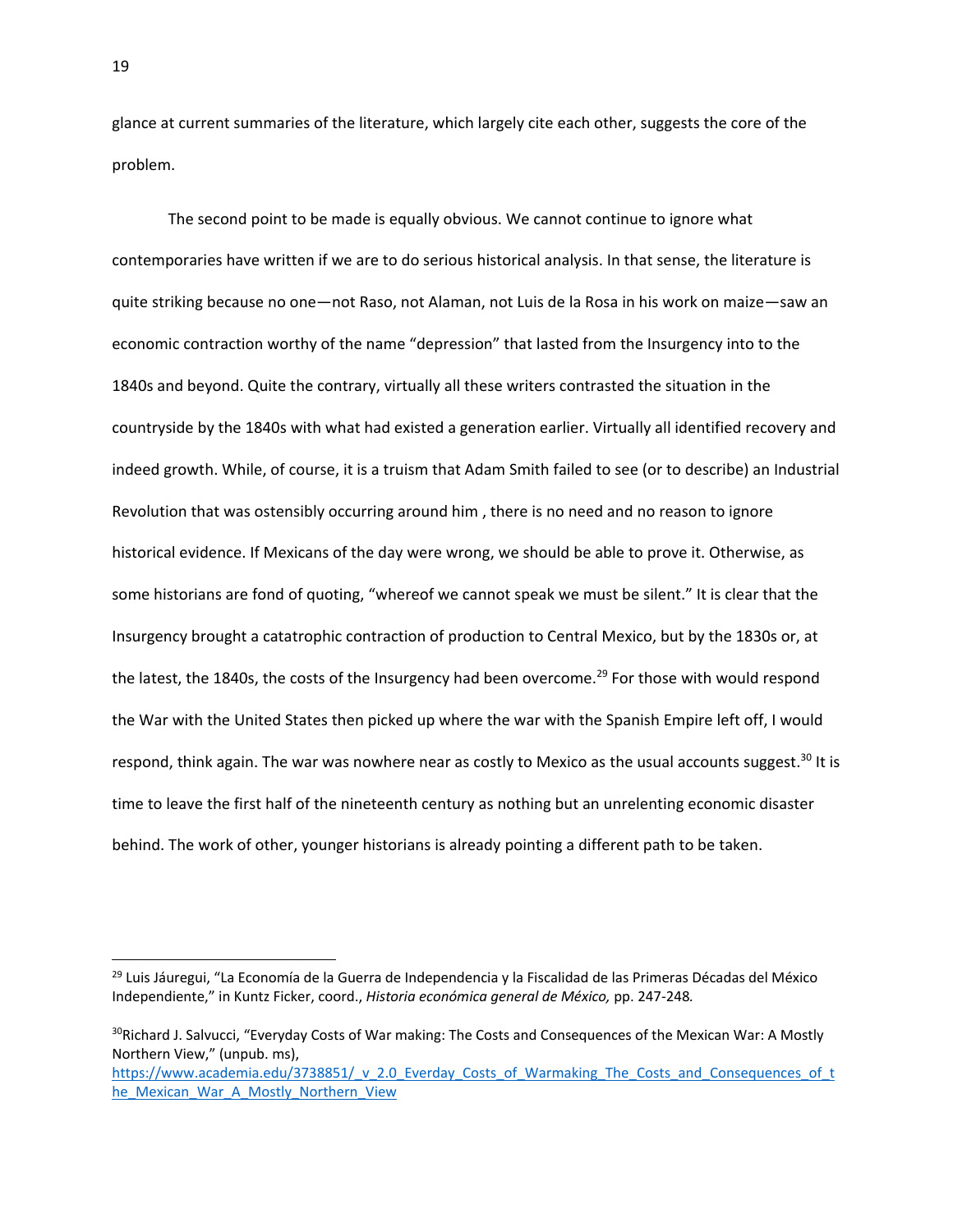glance at current summaries of the literature, which largely cite each other, suggests the core of the problem.

The second point to be made is equally obvious. We cannot continue to ignore what contemporaries have written if we are to do serious historical analysis. In that sense, the literature is quite striking because no one—not Raso, not Alaman, not Luis de la Rosa in his work on maize—saw an economic contraction worthy of the name "depression" that lasted from the Insurgency into to the 1840s and beyond. Quite the contrary, virtually all these writers contrasted the situation in the countryside by the 1840s with what had existed a generation earlier. Virtually all identified recovery and indeed growth. While, of course, it is a truism that Adam Smith failed to see (or to describe) an Industrial Revolution that was ostensibly occurring around him , there is no need and no reason to ignore historical evidence. If Mexicans of the day were wrong, we should be able to prove it. Otherwise, as some historians are fond of quoting, "whereof we cannot speak we must be silent." It is clear that the Insurgency brought a catatrophic contraction of production to Central Mexico, but by the 1830s or, at the latest, the 1840s, the costs of the Insurgency had been overcome.[29] For those with would respond the War with the United States then picked up where the war with the Spanish Empire left off, I would respond, think again. The war was nowhere near as costly to Mexico as the usual accounts suggest.[30] It is time to leave the first half of the nineteenth century as nothing but an unrelenting economic disaster behind. The work of other, younger historians is already pointing a different path to be taken.

---

[29] Luis Jáuregui, "La Economía de la Guerra de Independencia y la Fiscalidad de las Primeras Décadas del México Independiente," in Kuntz Ficker, coord., *Historia económica general de México,* pp. 247-248.

[30] Richard J. Salvucci, "Everyday Costs of War making: The Costs and Consequences of the Mexican War: A Mostly Northern View," (unpub. ms), https://www.academia.edu/3738851/_v_2.0_Everday_Costs_of_Warmaking_The_Costs_and_Consequences_of_the_Mexican_War_A_Mostly_Northern_View